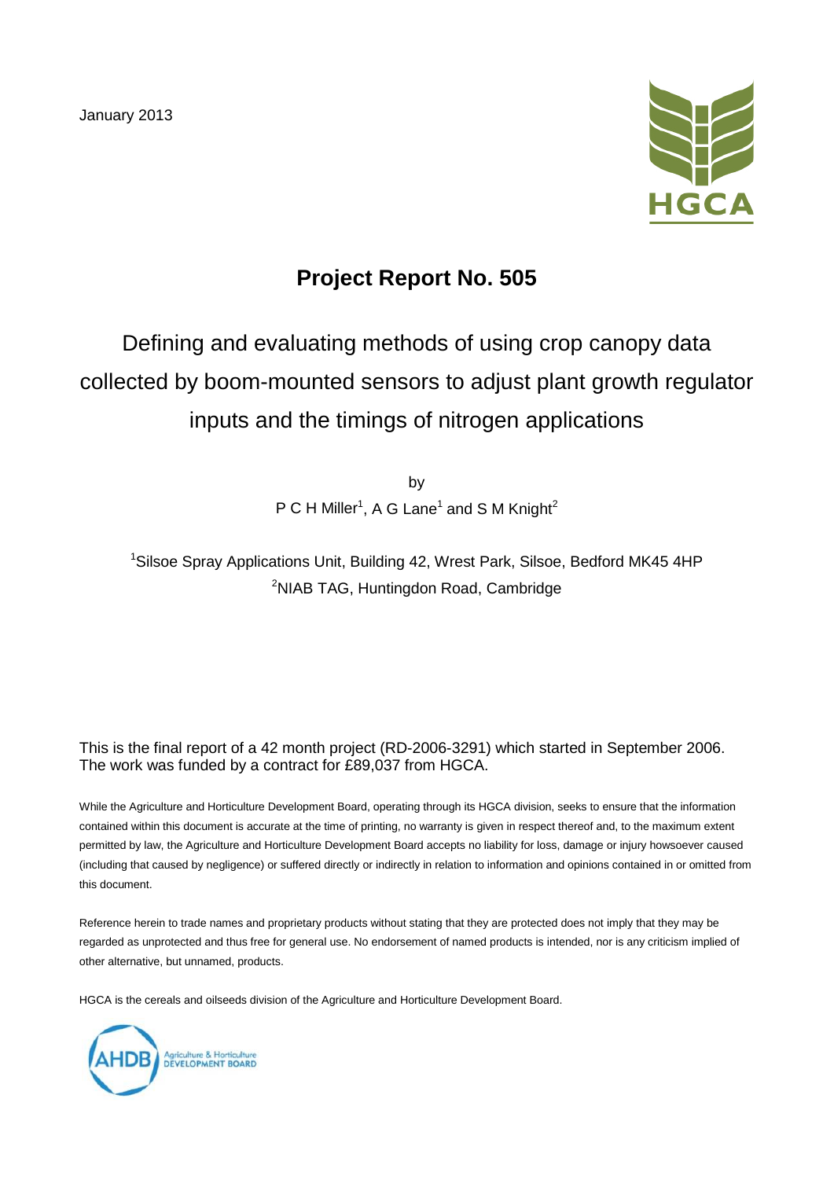January 2013

HGCA

# Project Report No. 505

## Defining and evaluating methods of using crop canopy data collected by boom-mounted sensors to adjust plant growth regulator inputs and the timings of nitrogen applications

by

P C H Miller[1], A G Lane[1] and S M Knight[2]

[1]Silsoe Spray Applications Unit, Building 42, Wrest Park, Silsoe, Bedford MK45 4HP
[2]NIAB TAG, Huntingdon Road, Cambridge

This is the final report of a 42 month project (RD-2006-3291) which started in September 2006. The work was funded by a contract for £89,037 from HGCA.

While the Agriculture and Horticulture Development Board, operating through its HGCA division, seeks to ensure that the information contained within this document is accurate at the time of printing, no warranty is given in respect thereof and, to the maximum extent permitted by law, the Agriculture and Horticulture Development Board accepts no liability for loss, damage or injury howsoever caused (including that caused by negligence) or suffered directly or indirectly in relation to information and opinions contained in or omitted from this document.

Reference herein to trade names and proprietary products without stating that they are protected does not imply that they may be regarded as unprotected and thus free for general use. No endorsement of named products is intended, nor is any criticism implied of other alternative, but unnamed, products.

HGCA is the cereals and oilseeds division of the Agriculture and Horticulture Development Board.

AHDB Agriculture & Horticulture DEVELOPMENT BOARD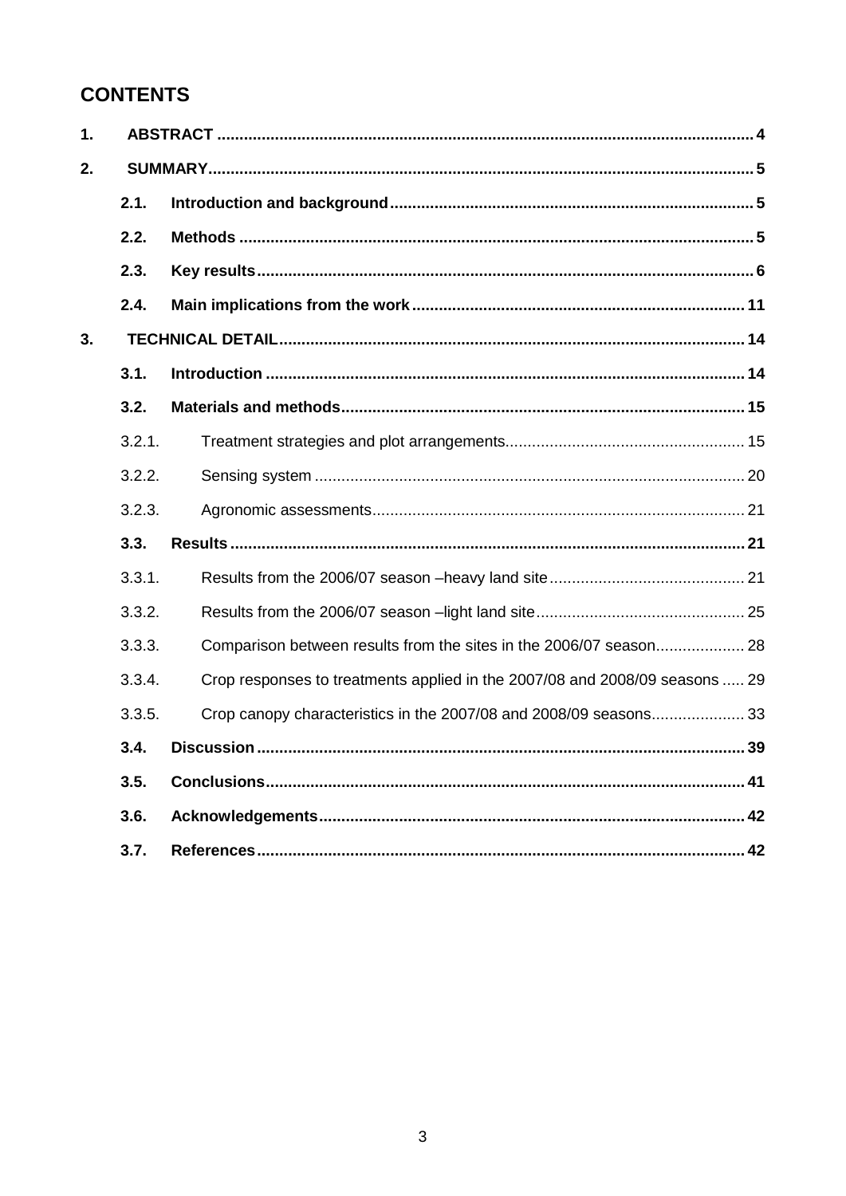# CONTENTS

**1. ABSTRACT** .......... 4

**2. SUMMARY** .......... 5

- **2.1. Introduction and background** .......... 5
- **2.2. Methods** .......... 5
- **2.3. Key results** .......... 6
- **2.4. Main implications from the work** .......... 11

**3. TECHNICAL DETAIL** .......... 14

- **3.1. Introduction** .......... 14
- **3.2. Materials and methods** .......... 15
  - 3.2.1. Treatment strategies and plot arrangements .......... 15
  - 3.2.2. Sensing system .......... 20
  - 3.2.3. Agronomic assessments .......... 21
- **3.3. Results** .......... 21
  - 3.3.1. Results from the 2006/07 season –heavy land site .......... 21
  - 3.3.2. Results from the 2006/07 season –light land site .......... 25
  - 3.3.3. Comparison between results from the sites in the 2006/07 season .......... 28
  - 3.3.4. Crop responses to treatments applied in the 2007/08 and 2008/09 seasons .......... 29
  - 3.3.5. Crop canopy characteristics in the 2007/08 and 2008/09 seasons .......... 33
- **3.4. Discussion** .......... 39
- **3.5. Conclusions** .......... 41
- **3.6. Acknowledgements** .......... 42
- **3.7. References** .......... 42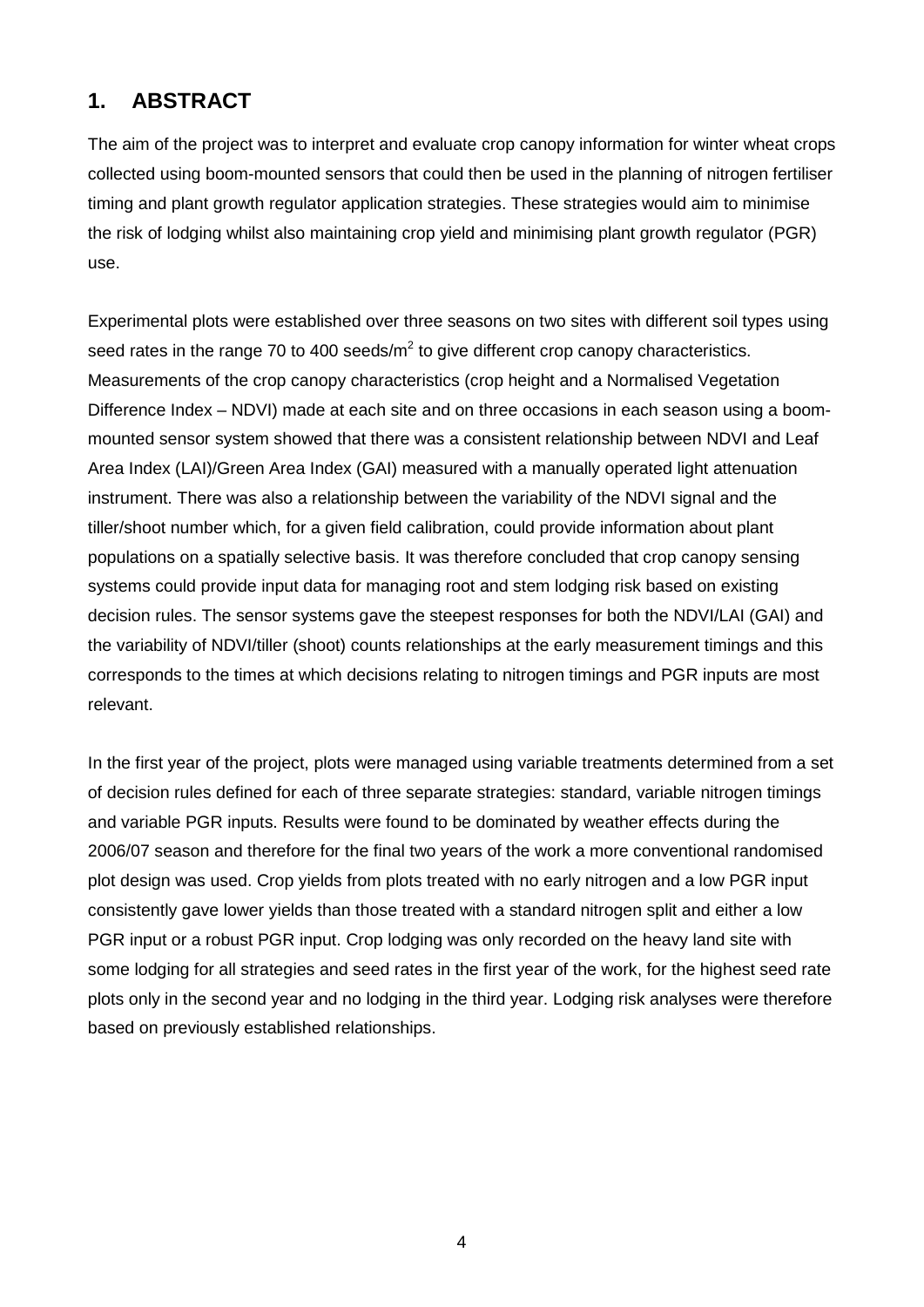## 1. ABSTRACT

The aim of the project was to interpret and evaluate crop canopy information for winter wheat crops collected using boom-mounted sensors that could then be used in the planning of nitrogen fertiliser timing and plant growth regulator application strategies. These strategies would aim to minimise the risk of lodging whilst also maintaining crop yield and minimising plant growth regulator (PGR) use.

Experimental plots were established over three seasons on two sites with different soil types using seed rates in the range 70 to 400 seeds/m$^2$ to give different crop canopy characteristics. Measurements of the crop canopy characteristics (crop height and a Normalised Vegetation Difference Index – NDVI) made at each site and on three occasions in each season using a boom-mounted sensor system showed that there was a consistent relationship between NDVI and Leaf Area Index (LAI)/Green Area Index (GAI) measured with a manually operated light attenuation instrument. There was also a relationship between the variability of the NDVI signal and the tiller/shoot number which, for a given field calibration, could provide information about plant populations on a spatially selective basis. It was therefore concluded that crop canopy sensing systems could provide input data for managing root and stem lodging risk based on existing decision rules. The sensor systems gave the steepest responses for both the NDVI/LAI (GAI) and the variability of NDVI/tiller (shoot) counts relationships at the early measurement timings and this corresponds to the times at which decisions relating to nitrogen timings and PGR inputs are most relevant.

In the first year of the project, plots were managed using variable treatments determined from a set of decision rules defined for each of three separate strategies: standard, variable nitrogen timings and variable PGR inputs. Results were found to be dominated by weather effects during the 2006/07 season and therefore for the final two years of the work a more conventional randomised plot design was used. Crop yields from plots treated with no early nitrogen and a low PGR input consistently gave lower yields than those treated with a standard nitrogen split and either a low PGR input or a robust PGR input. Crop lodging was only recorded on the heavy land site with some lodging for all strategies and seed rates in the first year of the work, for the highest seed rate plots only in the second year and no lodging in the third year. Lodging risk analyses were therefore based on previously established relationships.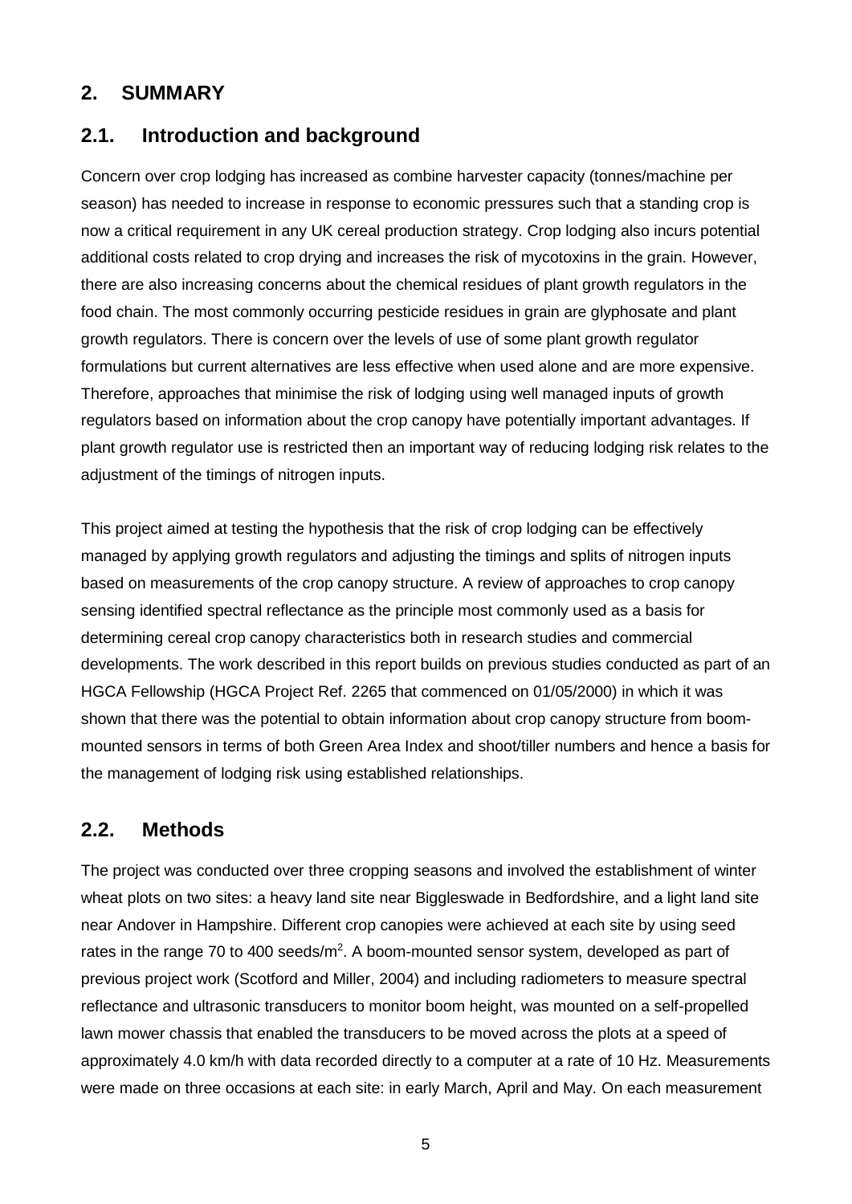## 2. SUMMARY

### 2.1. Introduction and background

Concern over crop lodging has increased as combine harvester capacity (tonnes/machine per season) has needed to increase in response to economic pressures such that a standing crop is now a critical requirement in any UK cereal production strategy. Crop lodging also incurs potential additional costs related to crop drying and increases the risk of mycotoxins in the grain. However, there are also increasing concerns about the chemical residues of plant growth regulators in the food chain. The most commonly occurring pesticide residues in grain are glyphosate and plant growth regulators. There is concern over the levels of use of some plant growth regulator formulations but current alternatives are less effective when used alone and are more expensive. Therefore, approaches that minimise the risk of lodging using well managed inputs of growth regulators based on information about the crop canopy have potentially important advantages. If plant growth regulator use is restricted then an important way of reducing lodging risk relates to the adjustment of the timings of nitrogen inputs.

This project aimed at testing the hypothesis that the risk of crop lodging can be effectively managed by applying growth regulators and adjusting the timings and splits of nitrogen inputs based on measurements of the crop canopy structure. A review of approaches to crop canopy sensing identified spectral reflectance as the principle most commonly used as a basis for determining cereal crop canopy characteristics both in research studies and commercial developments. The work described in this report builds on previous studies conducted as part of an HGCA Fellowship (HGCA Project Ref. 2265 that commenced on 01/05/2000) in which it was shown that there was the potential to obtain information about crop canopy structure from boom-mounted sensors in terms of both Green Area Index and shoot/tiller numbers and hence a basis for the management of lodging risk using established relationships.

### 2.2. Methods

The project was conducted over three cropping seasons and involved the establishment of winter wheat plots on two sites: a heavy land site near Biggleswade in Bedfordshire, and a light land site near Andover in Hampshire. Different crop canopies were achieved at each site by using seed rates in the range 70 to 400 seeds/m$^2$. A boom-mounted sensor system, developed as part of previous project work (Scotford and Miller, 2004) and including radiometers to measure spectral reflectance and ultrasonic transducers to monitor boom height, was mounted on a self-propelled lawn mower chassis that enabled the transducers to be moved across the plots at a speed of approximately 4.0 km/h with data recorded directly to a computer at a rate of 10 Hz. Measurements were made on three occasions at each site: in early March, April and May. On each measurement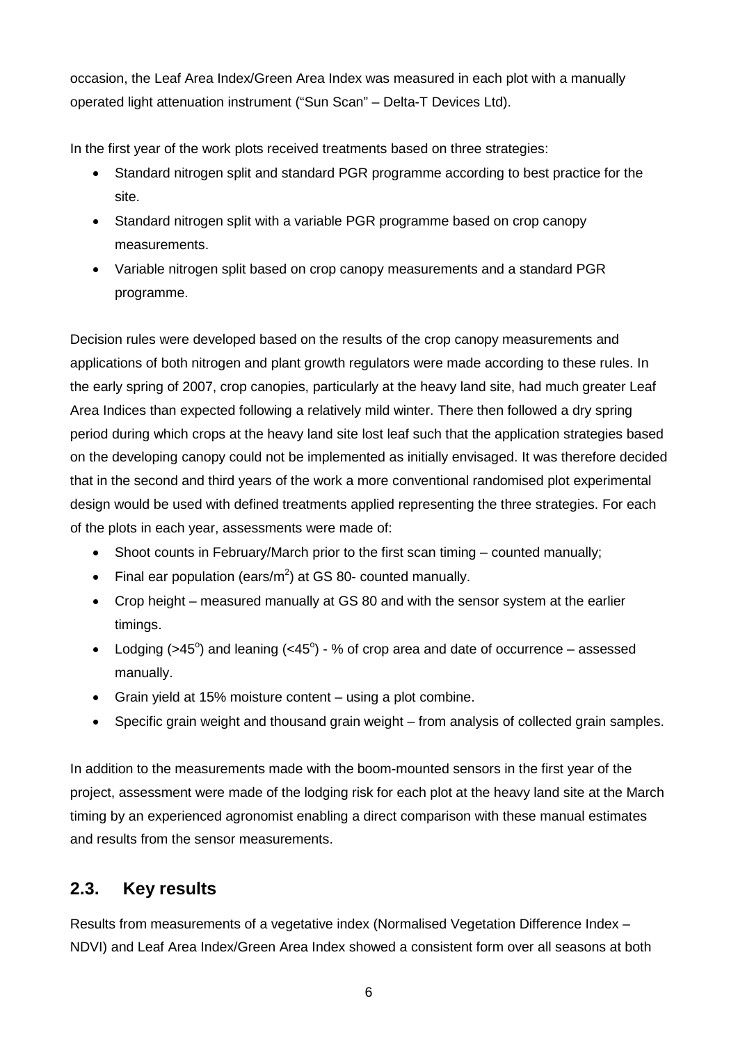occasion, the Leaf Area Index/Green Area Index was measured in each plot with a manually operated light attenuation instrument ("Sun Scan" – Delta-T Devices Ltd).

In the first year of the work plots received treatments based on three strategies:

- Standard nitrogen split and standard PGR programme according to best practice for the site.
- Standard nitrogen split with a variable PGR programme based on crop canopy measurements.
- Variable nitrogen split based on crop canopy measurements and a standard PGR programme.

Decision rules were developed based on the results of the crop canopy measurements and applications of both nitrogen and plant growth regulators were made according to these rules. In the early spring of 2007, crop canopies, particularly at the heavy land site, had much greater Leaf Area Indices than expected following a relatively mild winter. There then followed a dry spring period during which crops at the heavy land site lost leaf such that the application strategies based on the developing canopy could not be implemented as initially envisaged. It was therefore decided that in the second and third years of the work a more conventional randomised plot experimental design would be used with defined treatments applied representing the three strategies. For each of the plots in each year, assessments were made of:

- Shoot counts in February/March prior to the first scan timing – counted manually;
- Final ear population (ears/m$^2$) at GS 80- counted manually.
- Crop height – measured manually at GS 80 and with the sensor system at the earlier timings.
- Lodging (>45$^o$) and leaning (<45$^o$) - % of crop area and date of occurrence – assessed manually.
- Grain yield at 15% moisture content – using a plot combine.
- Specific grain weight and thousand grain weight – from analysis of collected grain samples.

In addition to the measurements made with the boom-mounted sensors in the first year of the project, assessment were made of the lodging risk for each plot at the heavy land site at the March timing by an experienced agronomist enabling a direct comparison with these manual estimates and results from the sensor measurements.

## 2.3. Key results

Results from measurements of a vegetative index (Normalised Vegetation Difference Index – NDVI) and Leaf Area Index/Green Area Index showed a consistent form over all seasons at both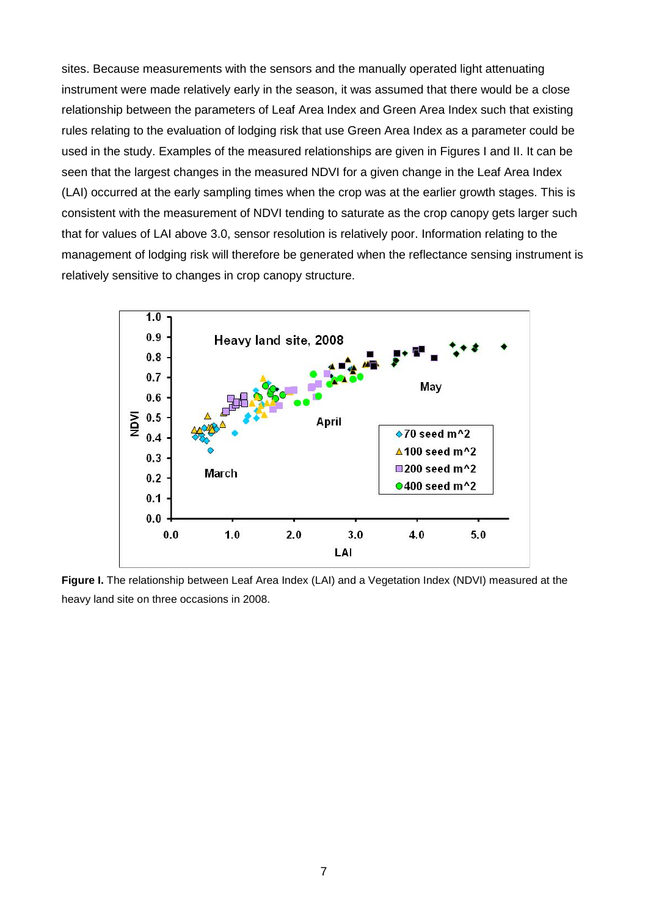sites. Because measurements with the sensors and the manually operated light attenuating instrument were made relatively early in the season, it was assumed that there would be a close relationship between the parameters of Leaf Area Index and Green Area Index such that existing rules relating to the evaluation of lodging risk that use Green Area Index as a parameter could be used in the study. Examples of the measured relationships are given in Figures I and II. It can be seen that the largest changes in the measured NDVI for a given change in the Leaf Area Index (LAI) occurred at the early sampling times when the crop was at the earlier growth stages. This is consistent with the measurement of NDVI tending to saturate as the crop canopy gets larger such that for values of LAI above 3.0, sensor resolution is relatively poor. Information relating to the management of lodging risk will therefore be generated when the reflectance sensing instrument is relatively sensitive to changes in crop canopy structure.

**Figure I.** The relationship between Leaf Area Index (LAI) and a Vegetation Index (NDVI) measured at the heavy land site on three occasions in 2008.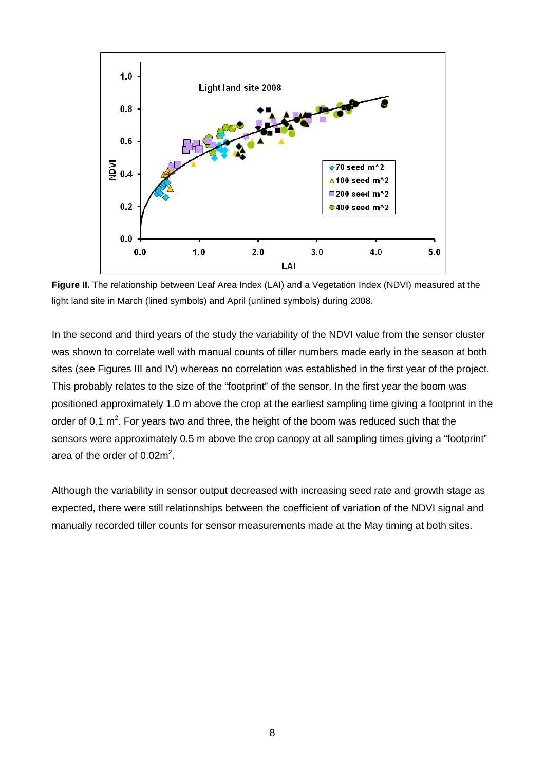**Figure II.** The relationship between Leaf Area Index (LAI) and a Vegetation Index (NDVI) measured at the light land site in March (lined symbols) and April (unlined symbols) during 2008.

In the second and third years of the study the variability of the NDVI value from the sensor cluster was shown to correlate well with manual counts of tiller numbers made early in the season at both sites (see Figures III and IV) whereas no correlation was established in the first year of the project. This probably relates to the size of the "footprint" of the sensor. In the first year the boom was positioned approximately 1.0 m above the crop at the earliest sampling time giving a footprint in the order of 0.1 $m^2$. For years two and three, the height of the boom was reduced such that the sensors were approximately 0.5 m above the crop canopy at all sampling times giving a "footprint" area of the order of 0.02$m^2$.

Although the variability in sensor output decreased with increasing seed rate and growth stage as expected, there were still relationships between the coefficient of variation of the NDVI signal and manually recorded tiller counts for sensor measurements made at the May timing at both sites.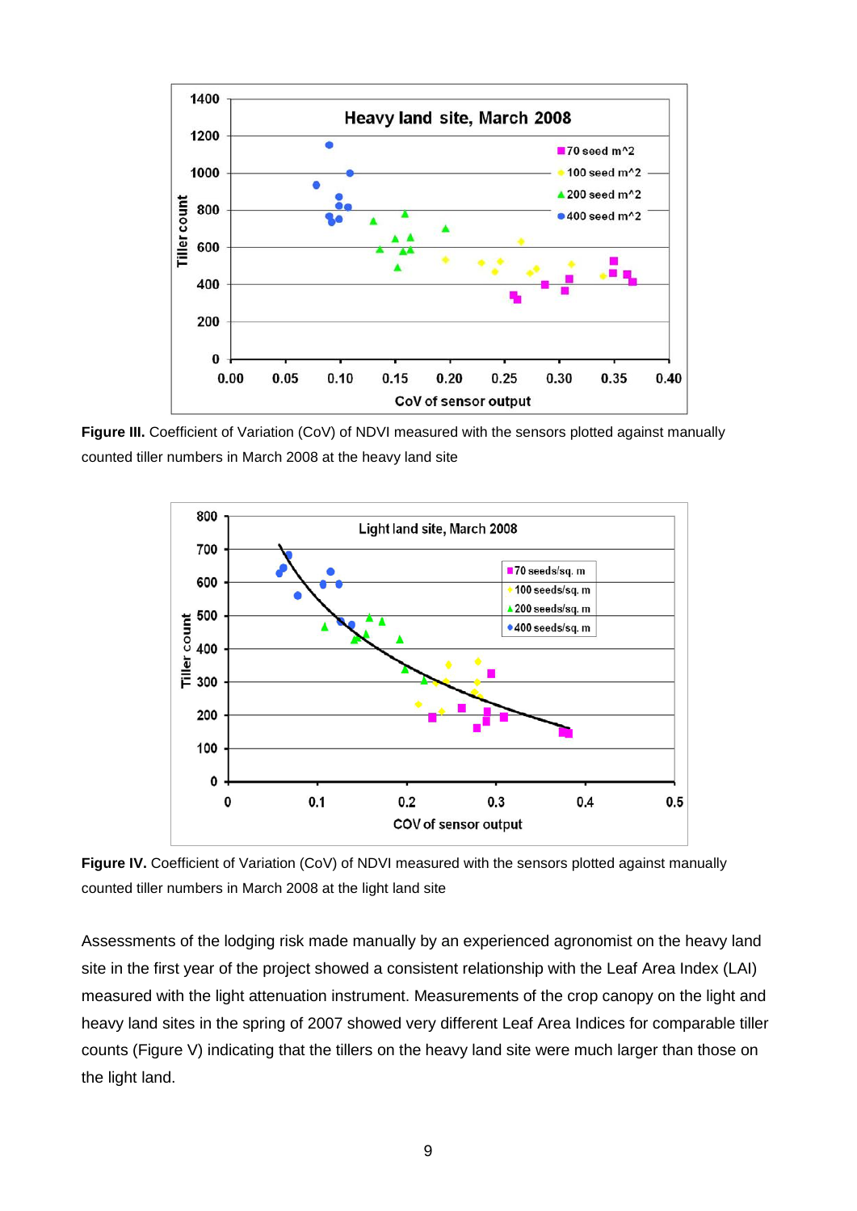**Figure III.** Coefficient of Variation (CoV) of NDVI measured with the sensors plotted against manually counted tiller numbers in March 2008 at the heavy land site

**Figure IV.** Coefficient of Variation (CoV) of NDVI measured with the sensors plotted against manually counted tiller numbers in March 2008 at the light land site

Assessments of the lodging risk made manually by an experienced agronomist on the heavy land site in the first year of the project showed a consistent relationship with the Leaf Area Index (LAI) measured with the light attenuation instrument. Measurements of the crop canopy on the light and heavy land sites in the spring of 2007 showed very different Leaf Area Indices for comparable tiller counts (Figure V) indicating that the tillers on the heavy land site were much larger than those on the light land.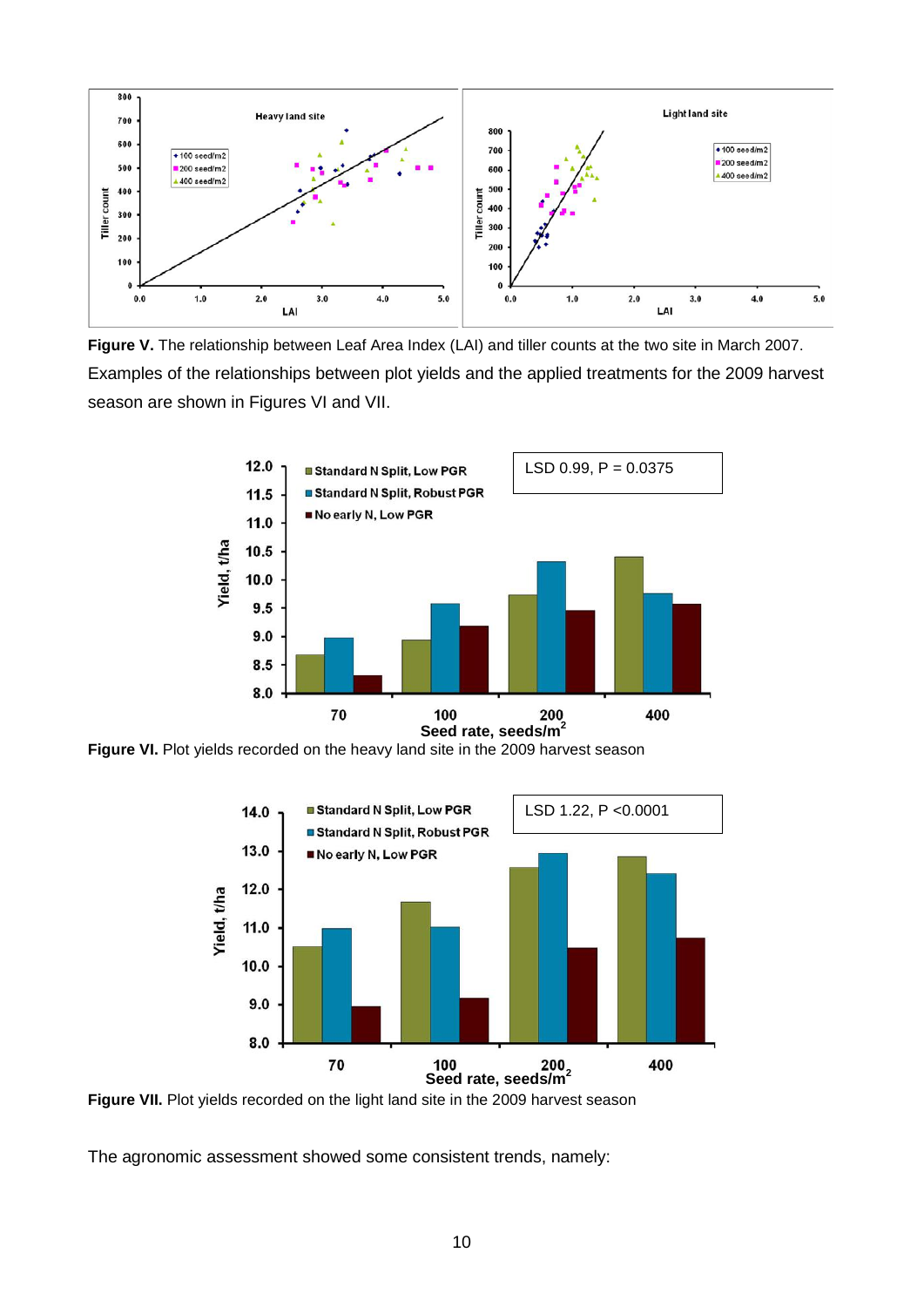**Figure V.** The relationship between Leaf Area Index (LAI) and tiller counts at the two site in March 2007.

Examples of the relationships between plot yields and the applied treatments for the 2009 harvest season are shown in Figures VI and VII.

**Figure VI.** Plot yields recorded on the heavy land site in the 2009 harvest season

**Figure VII.** Plot yields recorded on the light land site in the 2009 harvest season

The agronomic assessment showed some consistent trends, namely: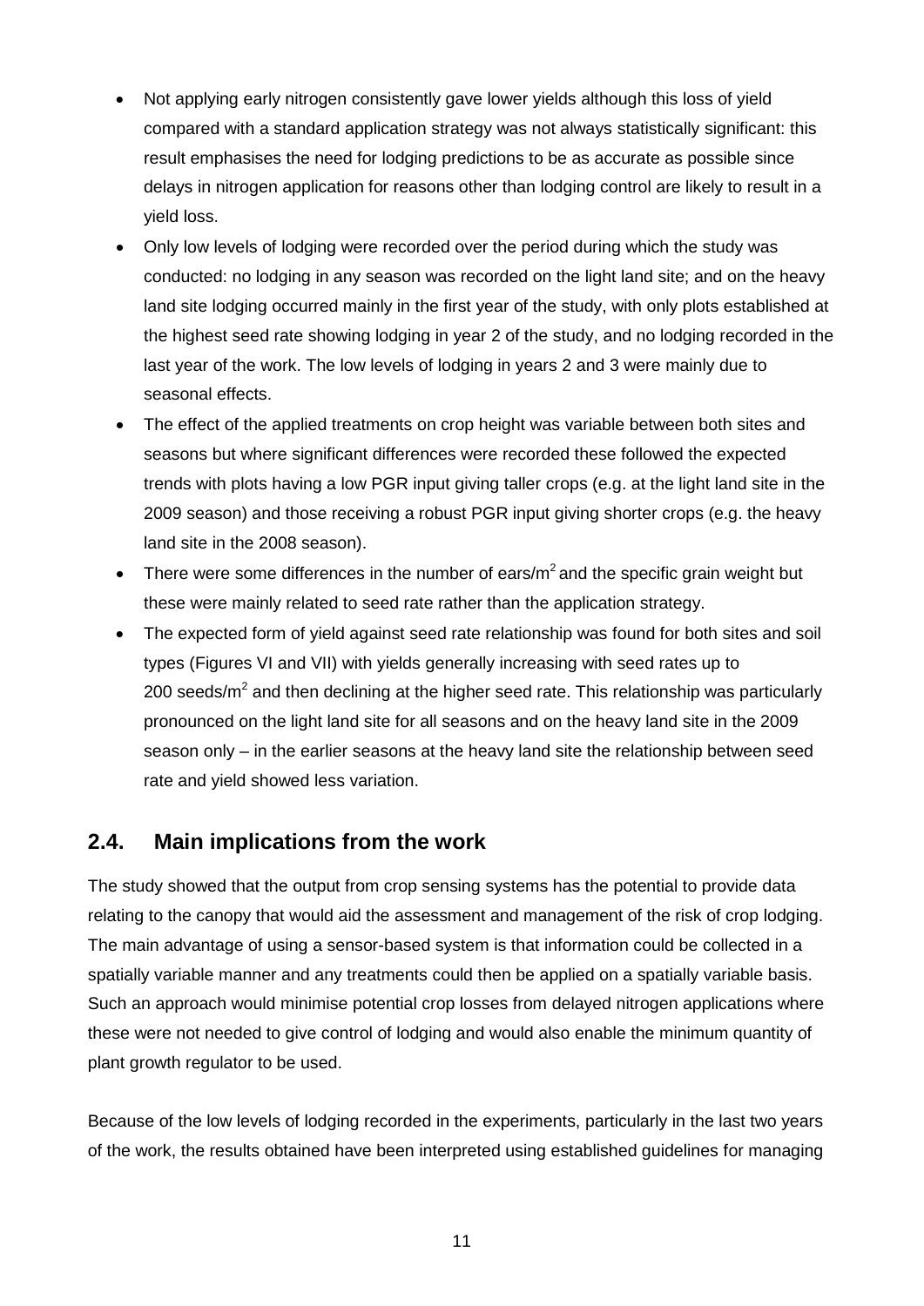- Not applying early nitrogen consistently gave lower yields although this loss of yield compared with a standard application strategy was not always statistically significant: this result emphasises the need for lodging predictions to be as accurate as possible since delays in nitrogen application for reasons other than lodging control are likely to result in a yield loss.
- Only low levels of lodging were recorded over the period during which the study was conducted: no lodging in any season was recorded on the light land site; and on the heavy land site lodging occurred mainly in the first year of the study, with only plots established at the highest seed rate showing lodging in year 2 of the study, and no lodging recorded in the last year of the work. The low levels of lodging in years 2 and 3 were mainly due to seasonal effects.
- The effect of the applied treatments on crop height was variable between both sites and seasons but where significant differences were recorded these followed the expected trends with plots having a low PGR input giving taller crops (e.g. at the light land site in the 2009 season) and those receiving a robust PGR input giving shorter crops (e.g. the heavy land site in the 2008 season).
- There were some differences in the number of ears/$m^2$ and the specific grain weight but these were mainly related to seed rate rather than the application strategy.
- The expected form of yield against seed rate relationship was found for both sites and soil types (Figures VI and VII) with yields generally increasing with seed rates up to 200 seeds/$m^2$ and then declining at the higher seed rate. This relationship was particularly pronounced on the light land site for all seasons and on the heavy land site in the 2009 season only – in the earlier seasons at the heavy land site the relationship between seed rate and yield showed less variation.

## 2.4. Main implications from the work

The study showed that the output from crop sensing systems has the potential to provide data relating to the canopy that would aid the assessment and management of the risk of crop lodging. The main advantage of using a sensor-based system is that information could be collected in a spatially variable manner and any treatments could then be applied on a spatially variable basis. Such an approach would minimise potential crop losses from delayed nitrogen applications where these were not needed to give control of lodging and would also enable the minimum quantity of plant growth regulator to be used.

Because of the low levels of lodging recorded in the experiments, particularly in the last two years of the work, the results obtained have been interpreted using established guidelines for managing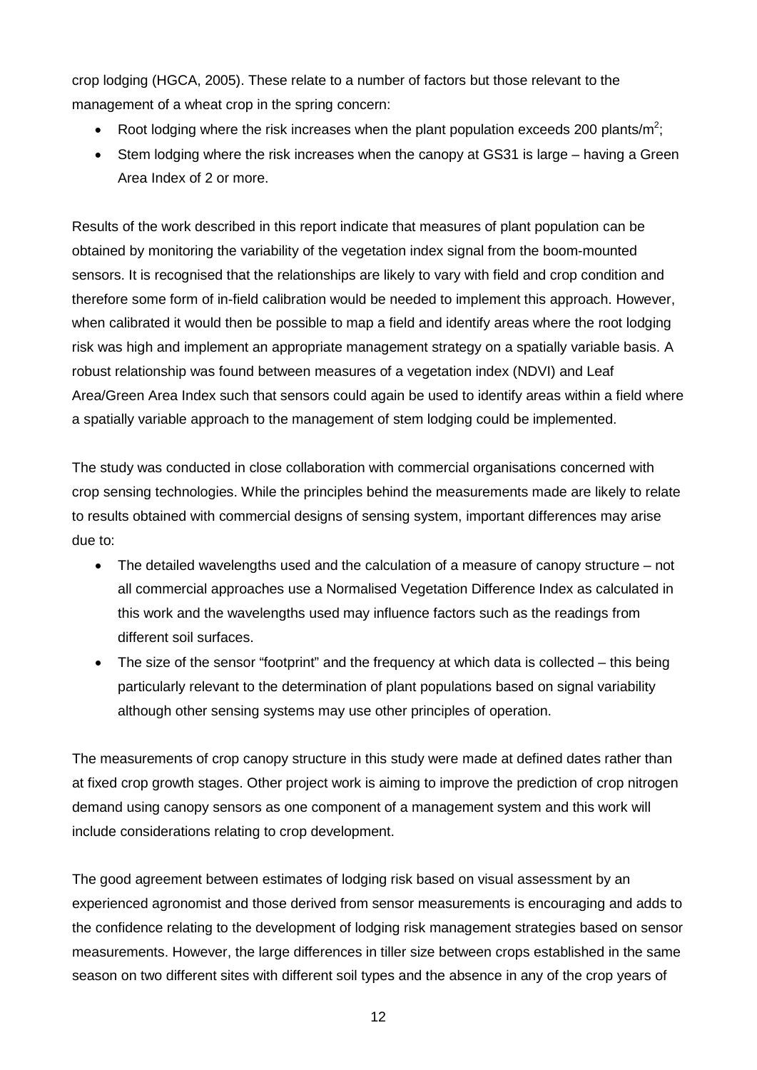crop lodging (HGCA, 2005). These relate to a number of factors but those relevant to the management of a wheat crop in the spring concern:

- Root lodging where the risk increases when the plant population exceeds 200 plants/m$^2$;
- Stem lodging where the risk increases when the canopy at GS31 is large – having a Green Area Index of 2 or more.

Results of the work described in this report indicate that measures of plant population can be obtained by monitoring the variability of the vegetation index signal from the boom-mounted sensors. It is recognised that the relationships are likely to vary with field and crop condition and therefore some form of in-field calibration would be needed to implement this approach. However, when calibrated it would then be possible to map a field and identify areas where the root lodging risk was high and implement an appropriate management strategy on a spatially variable basis. A robust relationship was found between measures of a vegetation index (NDVI) and Leaf Area/Green Area Index such that sensors could again be used to identify areas within a field where a spatially variable approach to the management of stem lodging could be implemented.

The study was conducted in close collaboration with commercial organisations concerned with crop sensing technologies. While the principles behind the measurements made are likely to relate to results obtained with commercial designs of sensing system, important differences may arise due to:

- The detailed wavelengths used and the calculation of a measure of canopy structure – not all commercial approaches use a Normalised Vegetation Difference Index as calculated in this work and the wavelengths used may influence factors such as the readings from different soil surfaces.
- The size of the sensor "footprint" and the frequency at which data is collected – this being particularly relevant to the determination of plant populations based on signal variability although other sensing systems may use other principles of operation.

The measurements of crop canopy structure in this study were made at defined dates rather than at fixed crop growth stages. Other project work is aiming to improve the prediction of crop nitrogen demand using canopy sensors as one component of a management system and this work will include considerations relating to crop development.

The good agreement between estimates of lodging risk based on visual assessment by an experienced agronomist and those derived from sensor measurements is encouraging and adds to the confidence relating to the development of lodging risk management strategies based on sensor measurements. However, the large differences in tiller size between crops established in the same season on two different sites with different soil types and the absence in any of the crop years of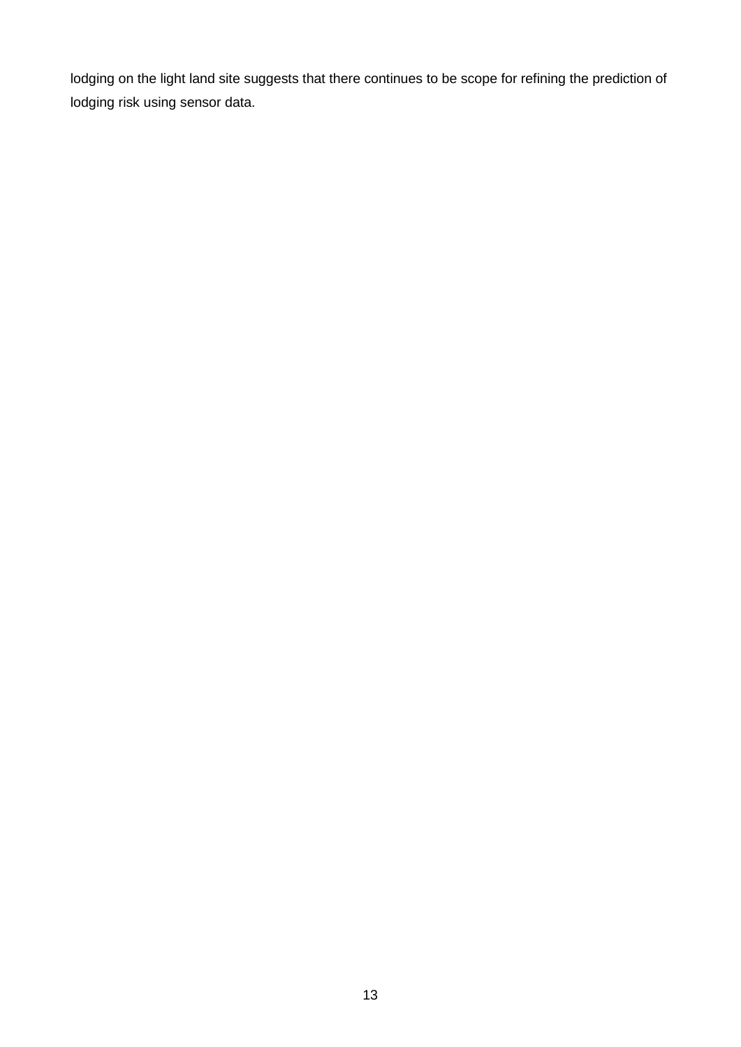lodging on the light land site suggests that there continues to be scope for refining the prediction of lodging risk using sensor data.